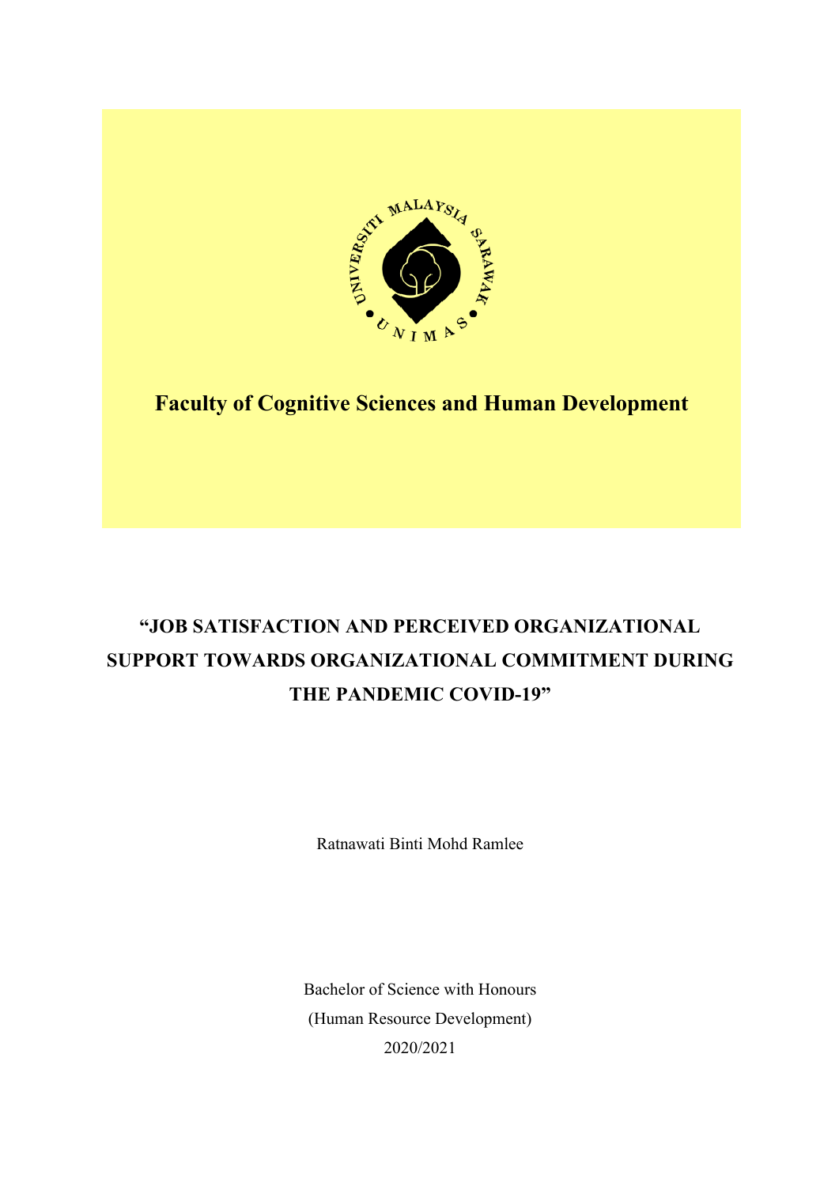# Faculty of Cognitive Sciences and Human Development

## "JOB SATISFACTION AND PERCEIVED ORGANIZATIONAL SUPPORT TOWARDS ORGANIZATIONAL COMMITMENT DURING THE PANDEMIC COVID-19"

Ratnawati Binti Mohd Ramlee

Bachelor of Science with Honours
(Human Resource Development)
2020/2021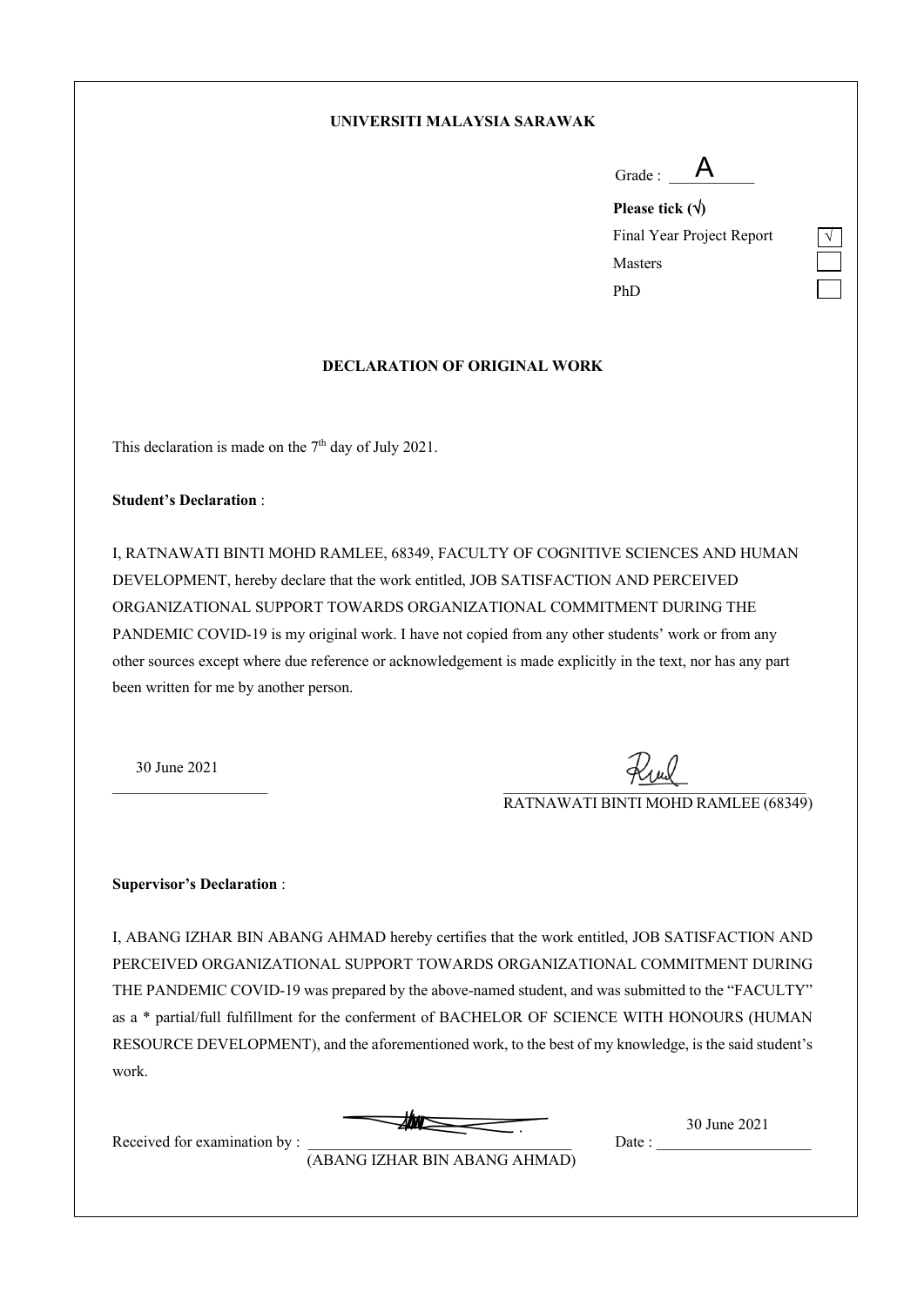**UNIVERSITI MALAYSIA SARAWAK**

Grade : A

**Please tick (√)**

| | |
|---|---|
| Final Year Project Report | √ |
| Masters | |
| PhD | |

**DECLARATION OF ORIGINAL WORK**

This declaration is made on the 7th day of July 2021.

**Student's Declaration** :

I, RATNAWATI BINTI MOHD RAMLEE, 68349, FACULTY OF COGNITIVE SCIENCES AND HUMAN DEVELOPMENT, hereby declare that the work entitled, JOB SATISFACTION AND PERCEIVED ORGANIZATIONAL SUPPORT TOWARDS ORGANIZATIONAL COMMITMENT DURING THE PANDEMIC COVID-19 is my original work. I have not copied from any other students' work or from any other sources except where due reference or acknowledgement is made explicitly in the text, nor has any part been written for me by another person.

30 June 2021

RATNAWATI BINTI MOHD RAMLEE (68349)

**Supervisor's Declaration** :

I, ABANG IZHAR BIN ABANG AHMAD hereby certifies that the work entitled, JOB SATISFACTION AND PERCEIVED ORGANIZATIONAL SUPPORT TOWARDS ORGANIZATIONAL COMMITMENT DURING THE PANDEMIC COVID-19 was prepared by the above-named student, and was submitted to the "FACULTY" as a * partial/full fulfillment for the conferment of BACHELOR OF SCIENCE WITH HONOURS (HUMAN RESOURCE DEVELOPMENT), and the aforementioned work, to the best of my knowledge, is the said student's work.

Received for examination by : (ABANG IZHAR BIN ABANG AHMAD)

Date : 30 June 2021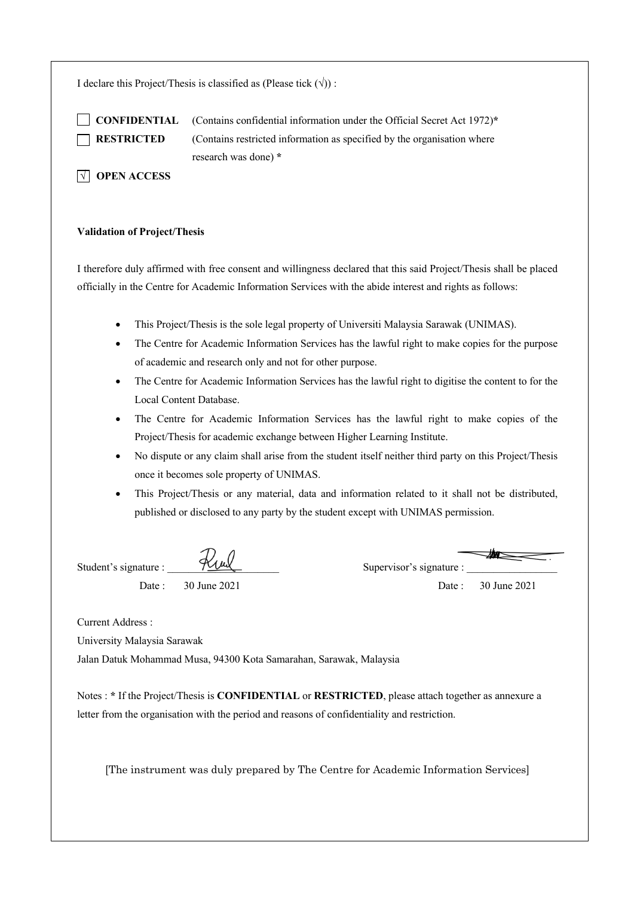I declare this Project/Thesis is classified as (Please tick (√)) :

☐ **CONFIDENTIAL** (Contains confidential information under the Official Secret Act 1972)*

☐ **RESTRICTED** (Contains restricted information as specified by the organisation where research was done) *

☑ **OPEN ACCESS**

**Validation of Project/Thesis**

I therefore duly affirmed with free consent and willingness declared that this said Project/Thesis shall be placed officially in the Centre for Academic Information Services with the abide interest and rights as follows:

- This Project/Thesis is the sole legal property of Universiti Malaysia Sarawak (UNIMAS).
- The Centre for Academic Information Services has the lawful right to make copies for the purpose of academic and research only and not for other purpose.
- The Centre for Academic Information Services has the lawful right to digitise the content to for the Local Content Database.
- The Centre for Academic Information Services has the lawful right to make copies of the Project/Thesis for academic exchange between Higher Learning Institute.
- No dispute or any claim shall arise from the student itself neither third party on this Project/Thesis once it becomes sole property of UNIMAS.
- This Project/Thesis or any material, data and information related to it shall not be distributed, published or disclosed to any party by the student except with UNIMAS permission.

Student's signature : ____________________ Supervisor's signature : ____________________

Date : 30 June 2021 Date : 30 June 2021

Current Address :
University Malaysia Sarawak
Jalan Datuk Mohammad Musa, 94300 Kota Samarahan, Sarawak, Malaysia

Notes : * If the Project/Thesis is **CONFIDENTIAL** or **RESTRICTED**, please attach together as annexure a letter from the organisation with the period and reasons of confidentiality and restriction.

[The instrument was duly prepared by The Centre for Academic Information Services]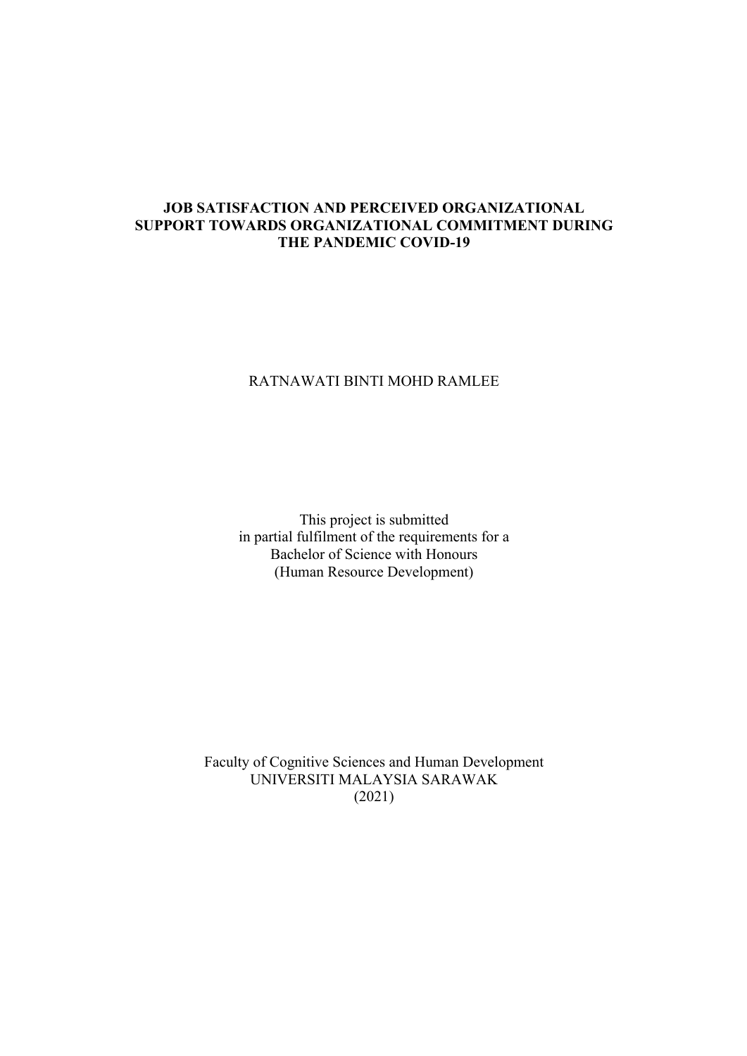**JOB SATISFACTION AND PERCEIVED ORGANIZATIONAL SUPPORT TOWARDS ORGANIZATIONAL COMMITMENT DURING THE PANDEMIC COVID-19**

RATNAWATI BINTI MOHD RAMLEE

This project is submitted
in partial fulfilment of the requirements for a
Bachelor of Science with Honours
(Human Resource Development)

Faculty of Cognitive Sciences and Human Development
UNIVERSITI MALAYSIA SARAWAK
(2021)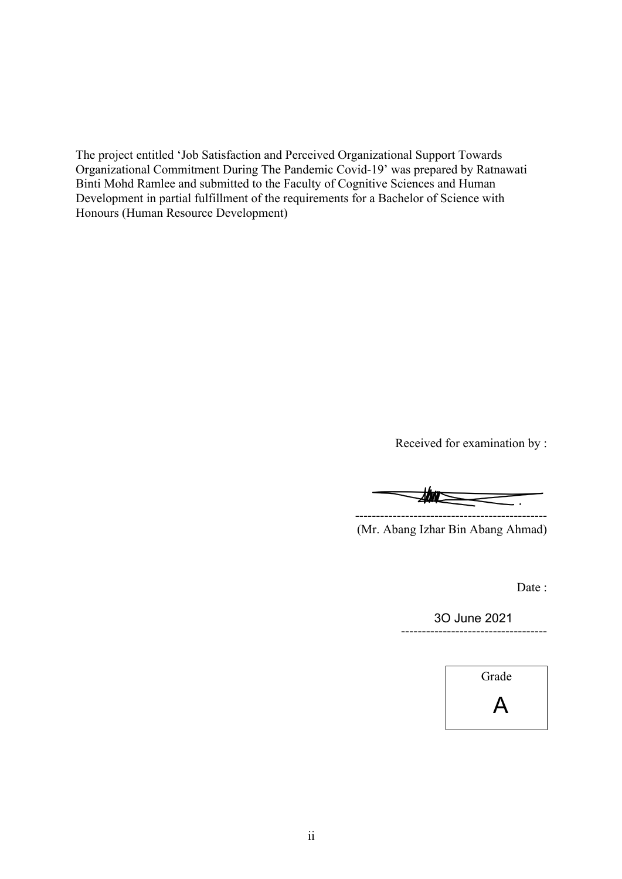The project entitled 'Job Satisfaction and Perceived Organizational Support Towards Organizational Commitment During The Pandemic Covid-19' was prepared by Ratnawati Binti Mohd Ramlee and submitted to the Faculty of Cognitive Sciences and Human Development in partial fulfillment of the requirements for a Bachelor of Science with Honours (Human Resource Development)

Received for examination by :

----------------------------------------------
(Mr. Abang Izhar Bin Abang Ahmad)

Date :

3O June 2021
-----------------------------------

| Grade |
|---|
| A |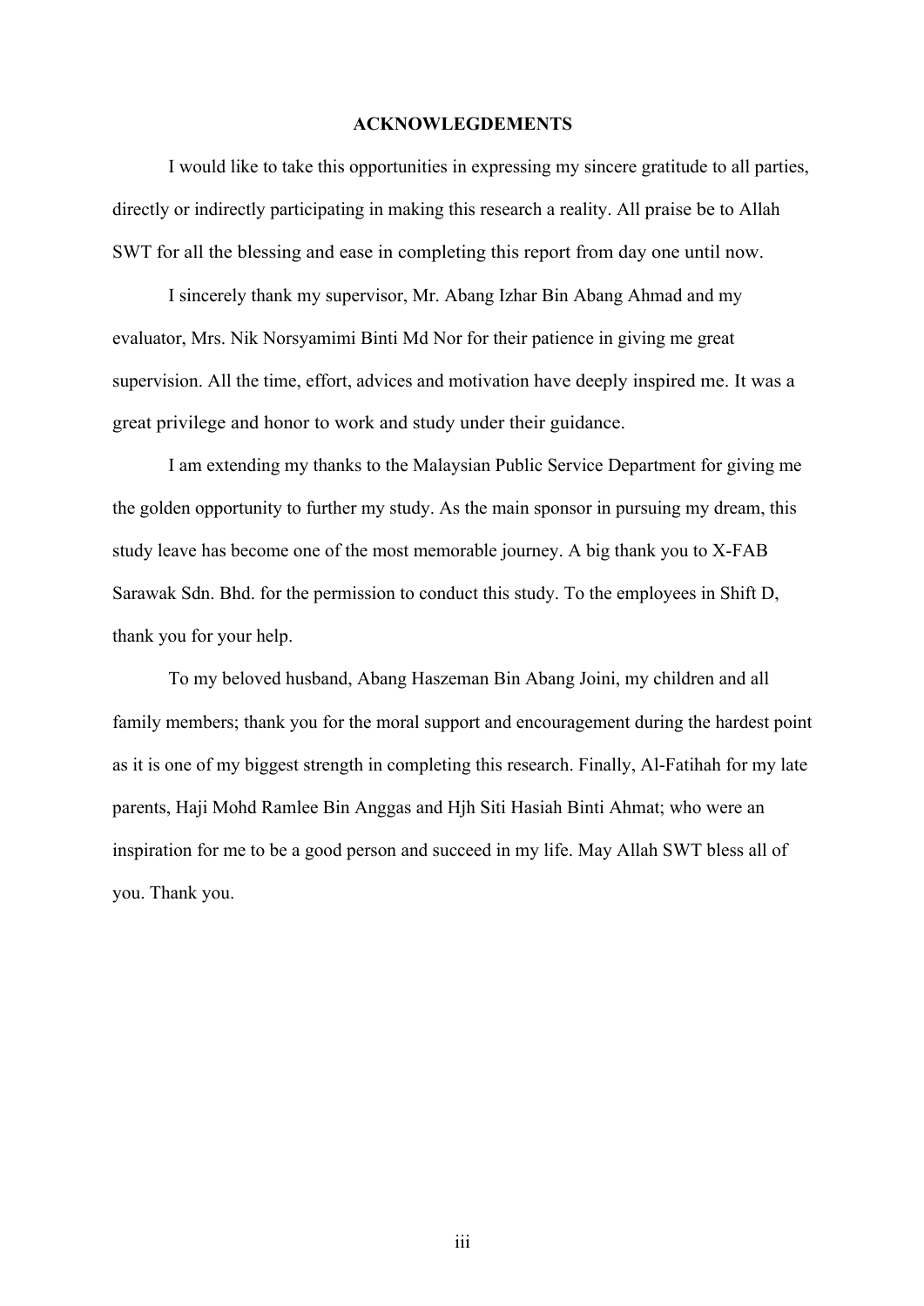# ACKNOWLEGDEMENTS

I would like to take this opportunities in expressing my sincere gratitude to all parties, directly or indirectly participating in making this research a reality. All praise be to Allah SWT for all the blessing and ease in completing this report from day one until now.

I sincerely thank my supervisor, Mr. Abang Izhar Bin Abang Ahmad and my evaluator, Mrs. Nik Norsyamimi Binti Md Nor for their patience in giving me great supervision. All the time, effort, advices and motivation have deeply inspired me. It was a great privilege and honor to work and study under their guidance.

I am extending my thanks to the Malaysian Public Service Department for giving me the golden opportunity to further my study. As the main sponsor in pursuing my dream, this study leave has become one of the most memorable journey. A big thank you to X-FAB Sarawak Sdn. Bhd. for the permission to conduct this study. To the employees in Shift D, thank you for your help.

To my beloved husband, Abang Haszeman Bin Abang Joini, my children and all family members; thank you for the moral support and encouragement during the hardest point as it is one of my biggest strength in completing this research. Finally, Al-Fatihah for my late parents, Haji Mohd Ramlee Bin Anggas and Hjh Siti Hasiah Binti Ahmat; who were an inspiration for me to be a good person and succeed in my life. May Allah SWT bless all of you. Thank you.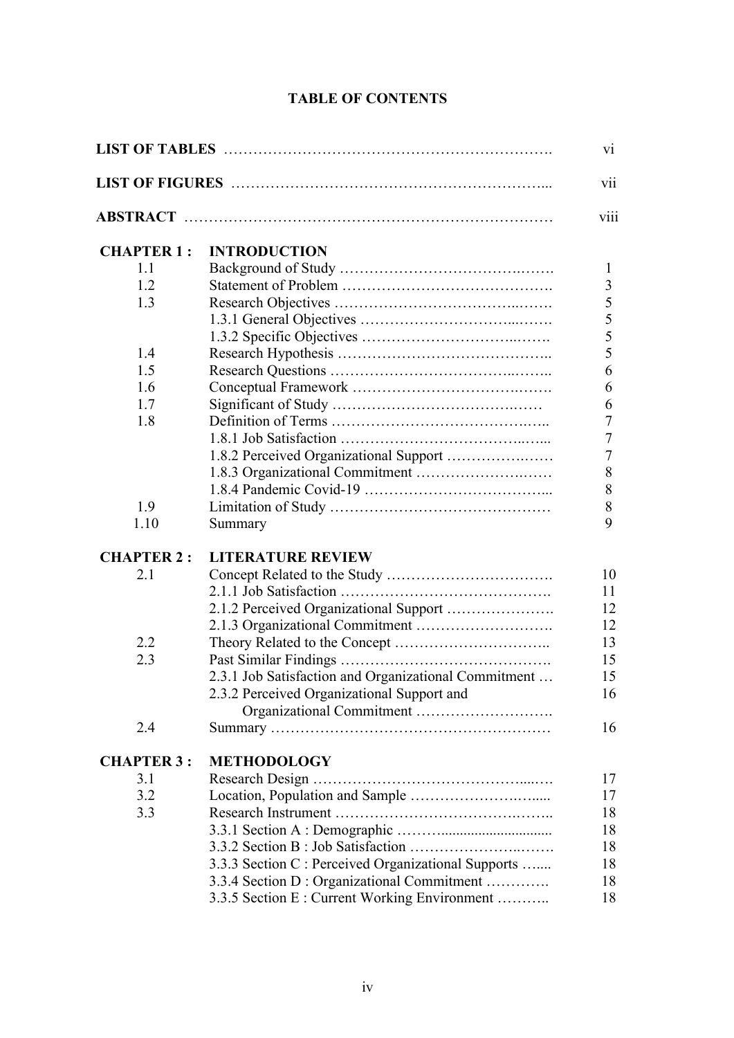# TABLE OF CONTENTS

| | | |
|---|---|---|
| **LIST OF TABLES** | | vi |
| **LIST OF FIGURES** | | vii |
| **ABSTRACT** | | viii |
| **CHAPTER 1 :** | **INTRODUCTION** | |
| 1.1 | Background of Study | 1 |
| 1.2 | Statement of Problem | 3 |
| 1.3 | Research Objectives | 5 |
| | 1.3.1 General Objectives | 5 |
| | 1.3.2 Specific Objectives | 5 |
| 1.4 | Research Hypothesis | 5 |
| 1.5 | Research Questions | 6 |
| 1.6 | Conceptual Framework | 6 |
| 1.7 | Significant of Study | 6 |
| 1.8 | Definition of Terms | 7 |
| | 1.8.1 Job Satisfaction | 7 |
| | 1.8.2 Perceived Organizational Support | 7 |
| | 1.8.3 Organizational Commitment | 8 |
| | 1.8.4 Pandemic Covid-19 | 8 |
| 1.9 | Limitation of Study | 8 |
| 1.10 | Summary | 9 |
| **CHAPTER 2 :** | **LITERATURE REVIEW** | |
| 2.1 | Concept Related to the Study | 10 |
| | 2.1.1 Job Satisfaction | 11 |
| | 2.1.2 Perceived Organizational Support | 12 |
| | 2.1.3 Organizational Commitment | 12 |
| 2.2 | Theory Related to the Concept | 13 |
| 2.3 | Past Similar Findings | 15 |
| | 2.3.1 Job Satisfaction and Organizational Commitment | 15 |
| | 2.3.2 Perceived Organizational Support and Organizational Commitment | 16 |
| 2.4 | Summary | 16 |
| **CHAPTER 3 :** | **METHODOLOGY** | |
| 3.1 | Research Design | 17 |
| 3.2 | Location, Population and Sample | 17 |
| 3.3 | Research Instrument | 18 |
| | 3.3.1 Section A : Demographic | 18 |
| | 3.3.2 Section B : Job Satisfaction | 18 |
| | 3.3.3 Section C : Perceived Organizational Supports | 18 |
| | 3.3.4 Section D : Organizational Commitment | 18 |
| | 3.3.5 Section E : Current Working Environment | 18 |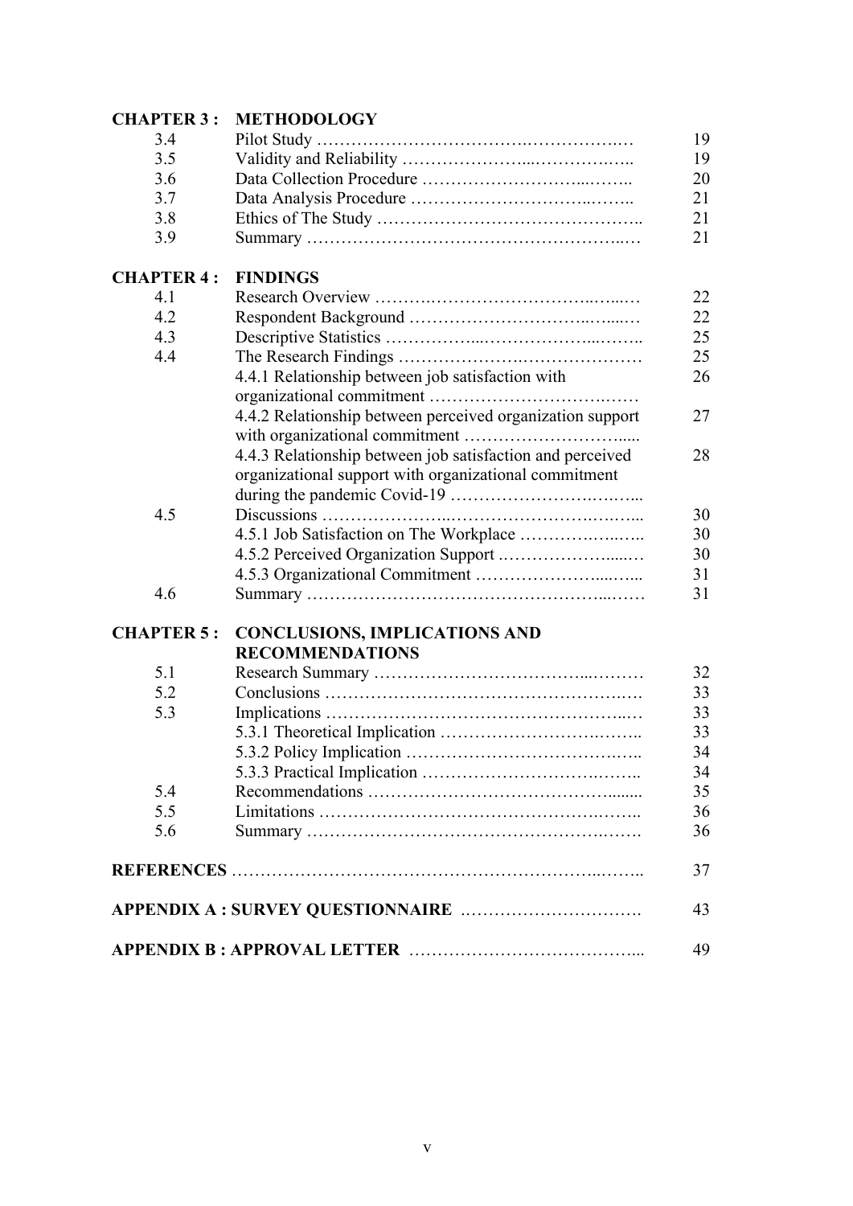| | | |
|---|---|---|
| **CHAPTER 3 :** | **METHODOLOGY** | |
| 3.4 | Pilot Study | 19 |
| 3.5 | Validity and Reliability | 19 |
| 3.6 | Data Collection Procedure | 20 |
| 3.7 | Data Analysis Procedure | 21 |
| 3.8 | Ethics of The Study | 21 |
| 3.9 | Summary | 21 |
| **CHAPTER 4 :** | **FINDINGS** | |
| 4.1 | Research Overview | 22 |
| 4.2 | Respondent Background | 22 |
| 4.3 | Descriptive Statistics | 25 |
| 4.4 | The Research Findings | 25 |
| | 4.4.1 Relationship between job satisfaction with organizational commitment | 26 |
| | 4.4.2 Relationship between perceived organization support with organizational commitment | 27 |
| | 4.4.3 Relationship between job satisfaction and perceived organizational support with organizational commitment during the pandemic Covid-19 | 28 |
| 4.5 | Discussions | 30 |
| | 4.5.1 Job Satisfaction on The Workplace | 30 |
| | 4.5.2 Perceived Organization Support | 30 |
| | 4.5.3 Organizational Commitment | 31 |
| 4.6 | Summary | 31 |
| **CHAPTER 5 :** | **CONCLUSIONS, IMPLICATIONS AND RECOMMENDATIONS** | |
| 5.1 | Research Summary | 32 |
| 5.2 | Conclusions | 33 |
| 5.3 | Implications | 33 |
| | 5.3.1 Theoretical Implication | 33 |
| | 5.3.2 Policy Implication | 34 |
| | 5.3.3 Practical Implication | 34 |
| 5.4 | Recommendations | 35 |
| 5.5 | Limitations | 36 |
| 5.6 | Summary | 36 |
| **REFERENCES** | | 37 |
| **APPENDIX A : SURVEY QUESTIONNAIRE** | | 43 |
| **APPENDIX B : APPROVAL LETTER** | | 49 |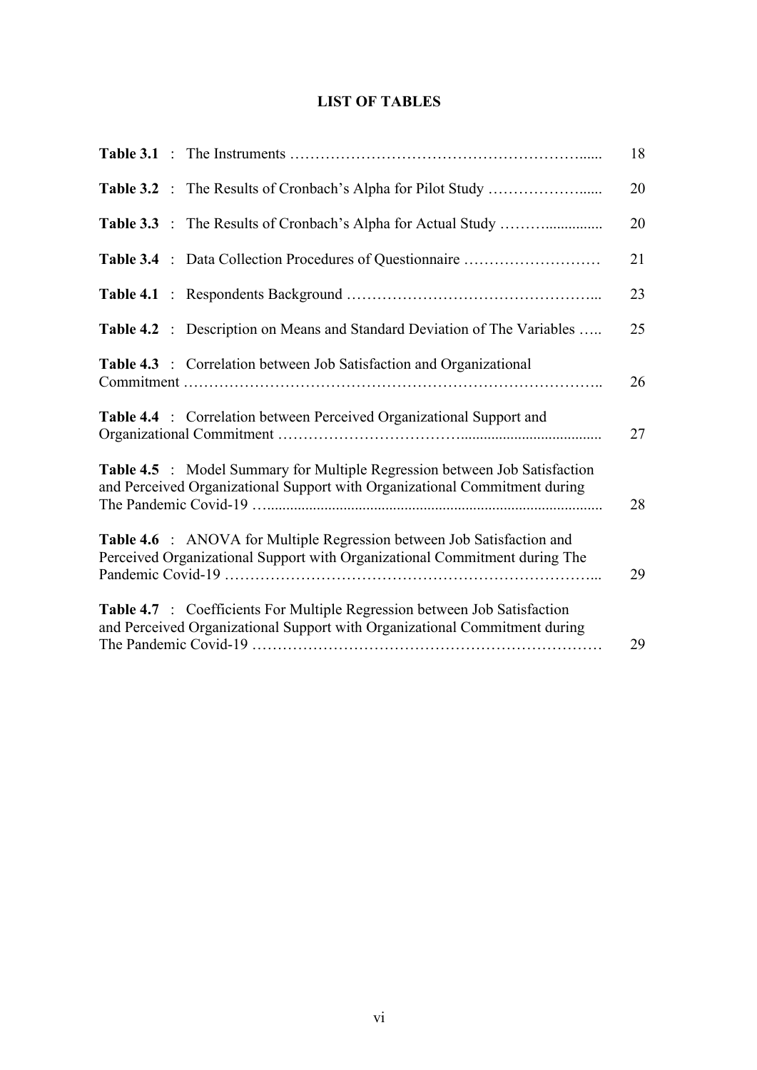# LIST OF TABLES

| | |
|---|---|
| **Table 3.1** : The Instruments | 18 |
| **Table 3.2** : The Results of Cronbach's Alpha for Pilot Study | 20 |
| **Table 3.3** : The Results of Cronbach's Alpha for Actual Study | 20 |
| **Table 3.4** : Data Collection Procedures of Questionnaire | 21 |
| **Table 4.1** : Respondents Background | 23 |
| **Table 4.2** : Description on Means and Standard Deviation of The Variables | 25 |
| **Table 4.3** : Correlation between Job Satisfaction and Organizational Commitment | 26 |
| **Table 4.4** : Correlation between Perceived Organizational Support and Organizational Commitment | 27 |
| **Table 4.5** : Model Summary for Multiple Regression between Job Satisfaction and Perceived Organizational Support with Organizational Commitment during The Pandemic Covid-19 | 28 |
| **Table 4.6** : ANOVA for Multiple Regression between Job Satisfaction and Perceived Organizational Support with Organizational Commitment during The Pandemic Covid-19 | 29 |
| **Table 4.7** : Coefficients For Multiple Regression between Job Satisfaction and Perceived Organizational Support with Organizational Commitment during The Pandemic Covid-19 | 29 |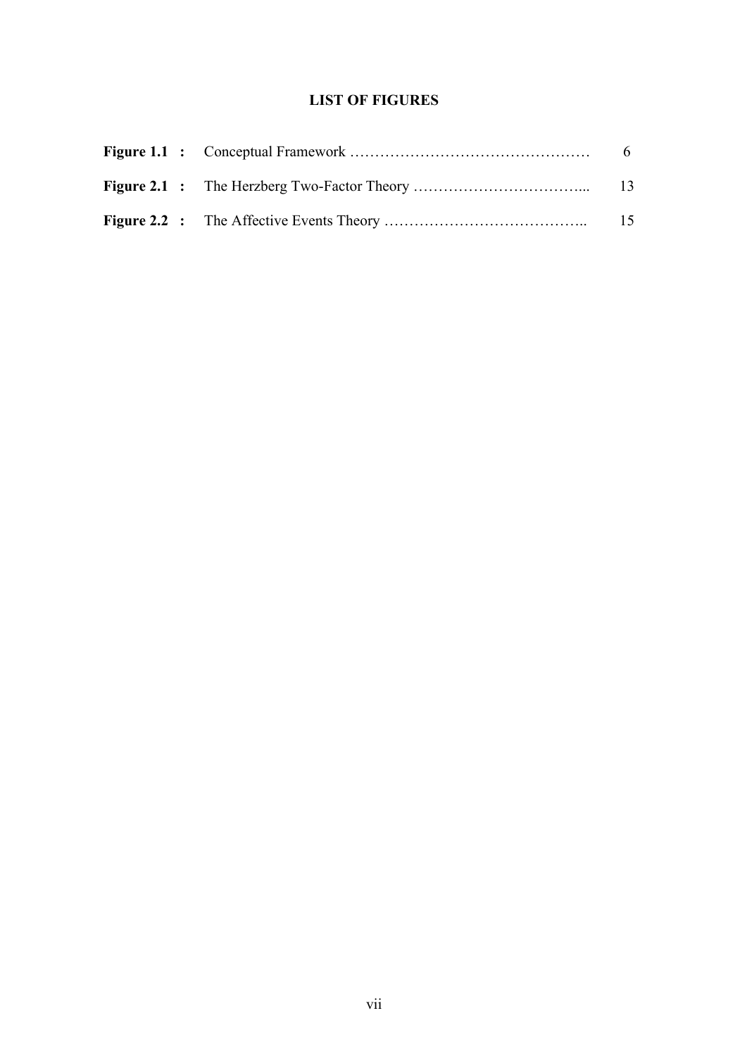# LIST OF FIGURES

| | | |
|---|---|---|
| **Figure 1.1 :** | Conceptual Framework …………………………………………… | 6 |
| **Figure 2.1 :** | The Herzberg Two-Factor Theory ……………………………... | 13 |
| **Figure 2.2 :** | The Affective Events Theory ………………………………….. | 15 |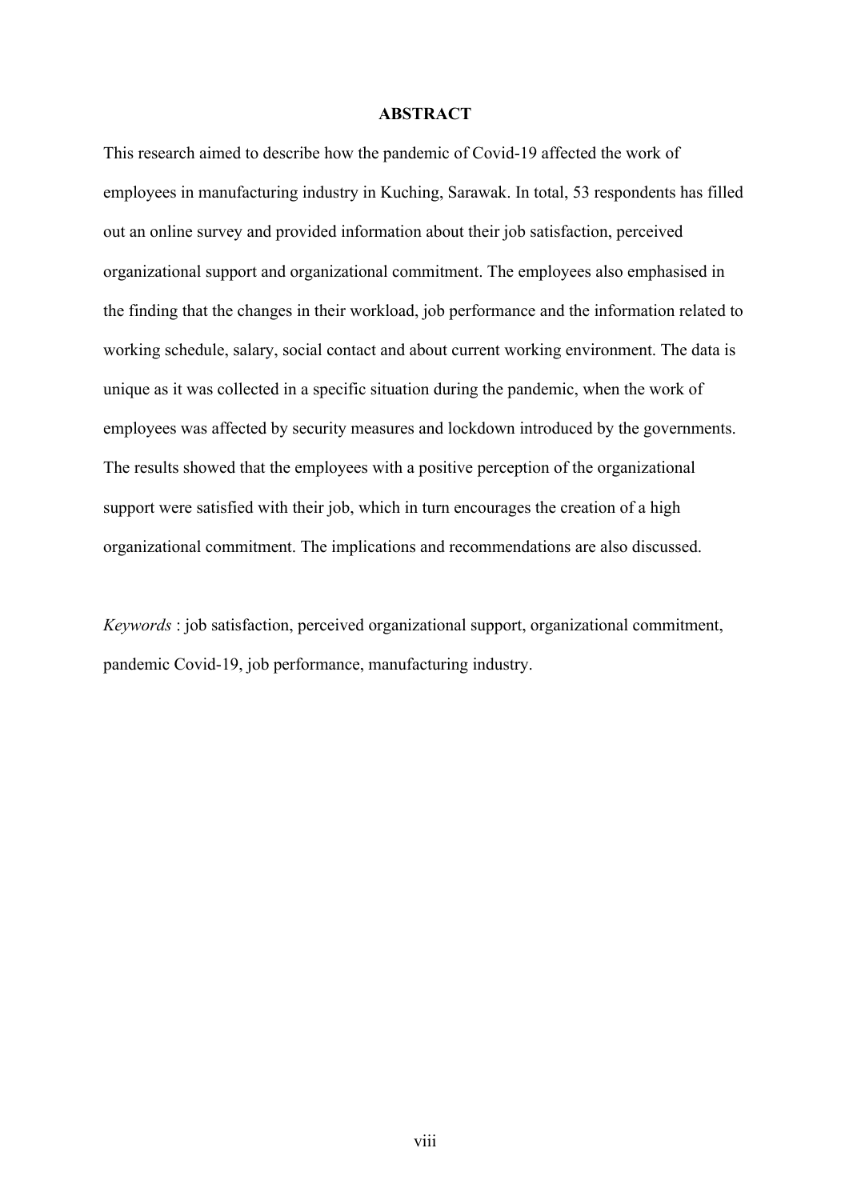# ABSTRACT

This research aimed to describe how the pandemic of Covid-19 affected the work of employees in manufacturing industry in Kuching, Sarawak. In total, 53 respondents has filled out an online survey and provided information about their job satisfaction, perceived organizational support and organizational commitment. The employees also emphasised in the finding that the changes in their workload, job performance and the information related to working schedule, salary, social contact and about current working environment. The data is unique as it was collected in a specific situation during the pandemic, when the work of employees was affected by security measures and lockdown introduced by the governments. The results showed that the employees with a positive perception of the organizational support were satisfied with their job, which in turn encourages the creation of a high organizational commitment. The implications and recommendations are also discussed.

*Keywords* : job satisfaction, perceived organizational support, organizational commitment, pandemic Covid-19, job performance, manufacturing industry.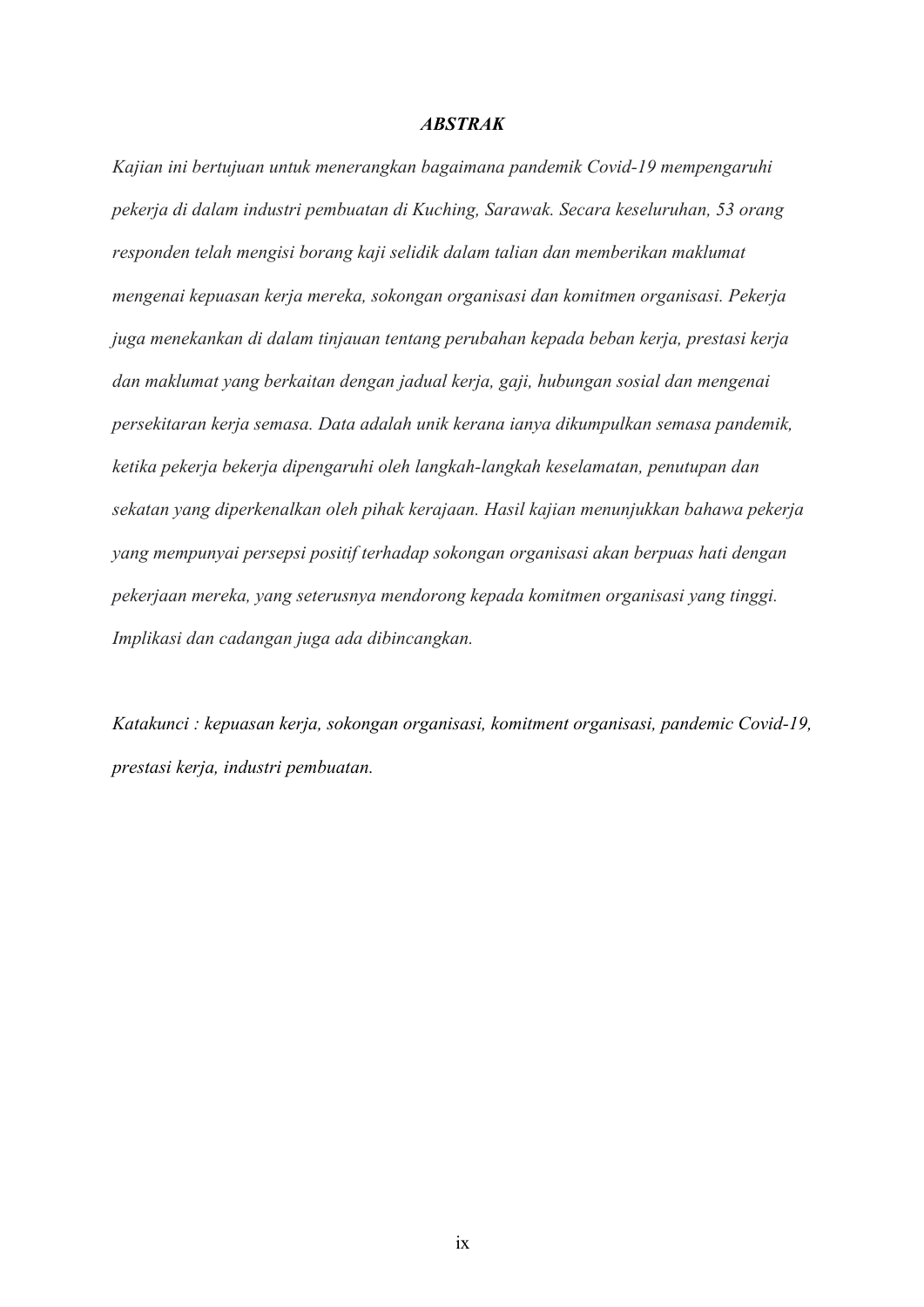## *ABSTRAK*

*Kajian ini bertujuan untuk menerangkan bagaimana pandemik Covid-19 mempengaruhi pekerja di dalam industri pembuatan di Kuching, Sarawak. Secara keseluruhan, 53 orang responden telah mengisi borang kaji selidik dalam talian dan memberikan maklumat mengenai kepuasan kerja mereka, sokongan organisasi dan komitmen organisasi. Pekerja juga menekankan di dalam tinjauan tentang perubahan kepada beban kerja, prestasi kerja dan maklumat yang berkaitan dengan jadual kerja, gaji, hubungan sosial dan mengenai persekitaran kerja semasa. Data adalah unik kerana ianya dikumpulkan semasa pandemik, ketika pekerja bekerja dipengaruhi oleh langkah-langkah keselamatan, penutupan dan sekatan yang diperkenalkan oleh pihak kerajaan. Hasil kajian menunjukkan bahawa pekerja yang mempunyai persepsi positif terhadap sokongan organisasi akan berpuas hati dengan pekerjaan mereka, yang seterusnya mendorong kepada komitmen organisasi yang tinggi. Implikasi dan cadangan juga ada dibincangkan.*

*Katakunci : kepuasan kerja, sokongan organisasi, komitment organisasi, pandemic Covid-19, prestasi kerja, industri pembuatan.*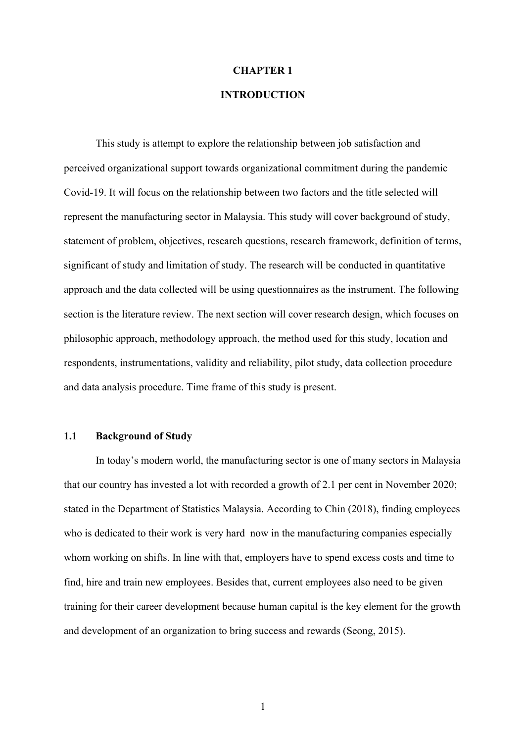# CHAPTER 1

# INTRODUCTION

This study is attempt to explore the relationship between job satisfaction and perceived organizational support towards organizational commitment during the pandemic Covid-19. It will focus on the relationship between two factors and the title selected will represent the manufacturing sector in Malaysia. This study will cover background of study, statement of problem, objectives, research questions, research framework, definition of terms, significant of study and limitation of study. The research will be conducted in quantitative approach and the data collected will be using questionnaires as the instrument. The following section is the literature review. The next section will cover research design, which focuses on philosophic approach, methodology approach, the method used for this study, location and respondents, instrumentations, validity and reliability, pilot study, data collection procedure and data analysis procedure. Time frame of this study is present.

## 1.1 Background of Study

In today's modern world, the manufacturing sector is one of many sectors in Malaysia that our country has invested a lot with recorded a growth of 2.1 per cent in November 2020; stated in the Department of Statistics Malaysia. According to Chin (2018), finding employees who is dedicated to their work is very hard now in the manufacturing companies especially whom working on shifts. In line with that, employers have to spend excess costs and time to find, hire and train new employees. Besides that, current employees also need to be given training for their career development because human capital is the key element for the growth and development of an organization to bring success and rewards (Seong, 2015).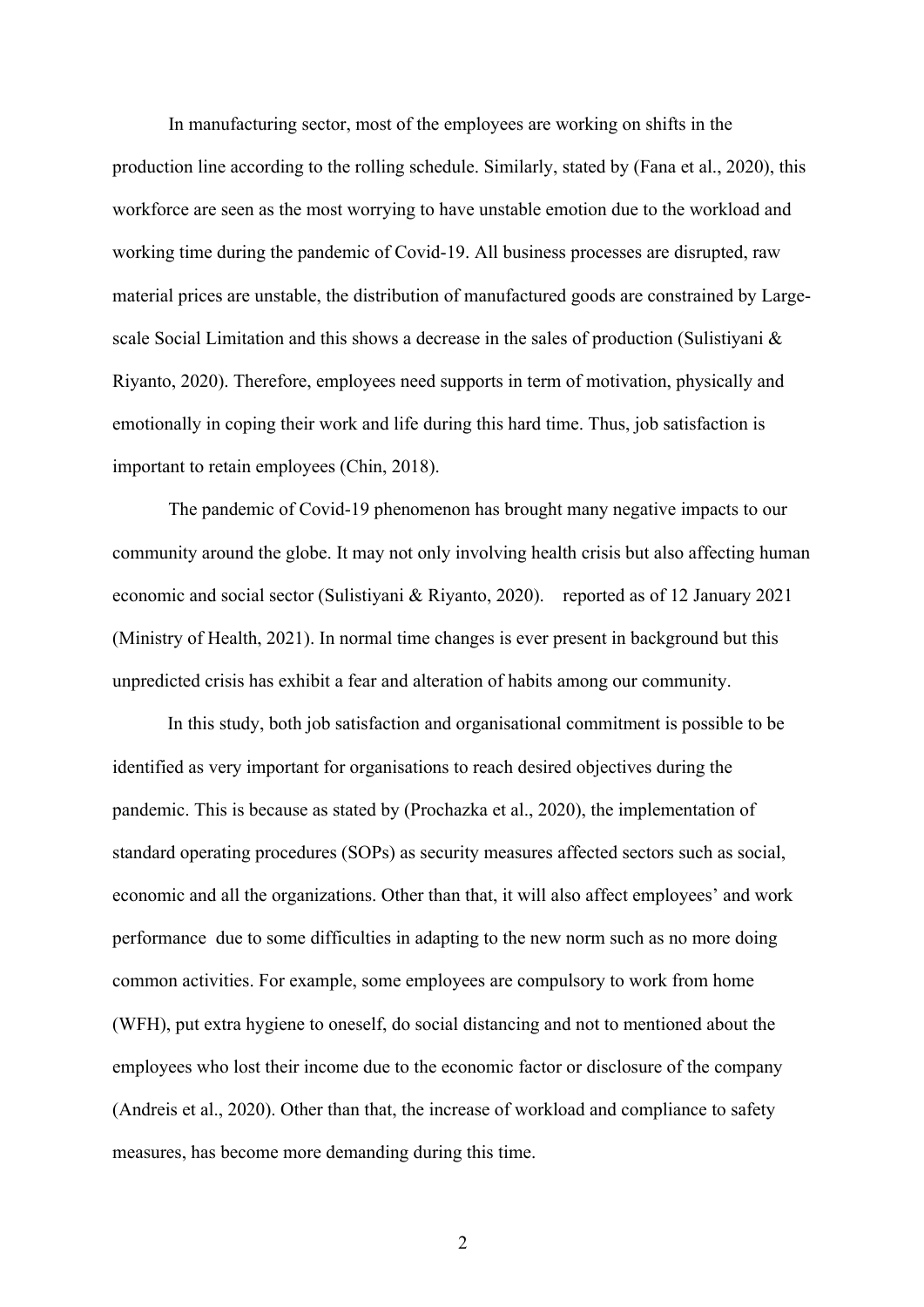In manufacturing sector, most of the employees are working on shifts in the production line according to the rolling schedule. Similarly, stated by (Fana et al., 2020), this workforce are seen as the most worrying to have unstable emotion due to the workload and working time during the pandemic of Covid-19. All business processes are disrupted, raw material prices are unstable, the distribution of manufactured goods are constrained by Large-scale Social Limitation and this shows a decrease in the sales of production (Sulistiyani & Riyanto, 2020). Therefore, employees need supports in term of motivation, physically and emotionally in coping their work and life during this hard time. Thus, job satisfaction is important to retain employees (Chin, 2018).

The pandemic of Covid-19 phenomenon has brought many negative impacts to our community around the globe. It may not only involving health crisis but also affecting human economic and social sector (Sulistiyani & Riyanto, 2020). reported as of 12 January 2021 (Ministry of Health, 2021). In normal time changes is ever present in background but this unpredicted crisis has exhibit a fear and alteration of habits among our community.

In this study, both job satisfaction and organisational commitment is possible to be identified as very important for organisations to reach desired objectives during the pandemic. This is because as stated by (Prochazka et al., 2020), the implementation of standard operating procedures (SOPs) as security measures affected sectors such as social, economic and all the organizations. Other than that, it will also affect employees' and work performance due to some difficulties in adapting to the new norm such as no more doing common activities. For example, some employees are compulsory to work from home (WFH), put extra hygiene to oneself, do social distancing and not to mentioned about the employees who lost their income due to the economic factor or disclosure of the company (Andreis et al., 2020). Other than that, the increase of workload and compliance to safety measures, has become more demanding during this time.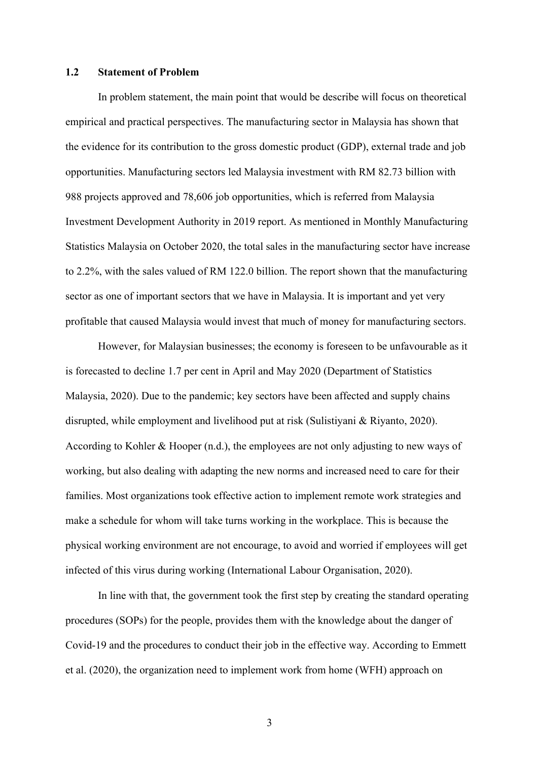### 1.2 Statement of Problem

In problem statement, the main point that would be describe will focus on theoretical empirical and practical perspectives. The manufacturing sector in Malaysia has shown that the evidence for its contribution to the gross domestic product (GDP), external trade and job opportunities. Manufacturing sectors led Malaysia investment with RM 82.73 billion with 988 projects approved and 78,606 job opportunities, which is referred from Malaysia Investment Development Authority in 2019 report. As mentioned in Monthly Manufacturing Statistics Malaysia on October 2020, the total sales in the manufacturing sector have increase to 2.2%, with the sales valued of RM 122.0 billion. The report shown that the manufacturing sector as one of important sectors that we have in Malaysia. It is important and yet very profitable that caused Malaysia would invest that much of money for manufacturing sectors.

However, for Malaysian businesses; the economy is foreseen to be unfavourable as it is forecasted to decline 1.7 per cent in April and May 2020 (Department of Statistics Malaysia, 2020). Due to the pandemic; key sectors have been affected and supply chains disrupted, while employment and livelihood put at risk (Sulistiyani & Riyanto, 2020). According to Kohler & Hooper (n.d.), the employees are not only adjusting to new ways of working, but also dealing with adapting the new norms and increased need to care for their families. Most organizations took effective action to implement remote work strategies and make a schedule for whom will take turns working in the workplace. This is because the physical working environment are not encourage, to avoid and worried if employees will get infected of this virus during working (International Labour Organisation, 2020).

In line with that, the government took the first step by creating the standard operating procedures (SOPs) for the people, provides them with the knowledge about the danger of Covid-19 and the procedures to conduct their job in the effective way. According to Emmett et al. (2020), the organization need to implement work from home (WFH) approach on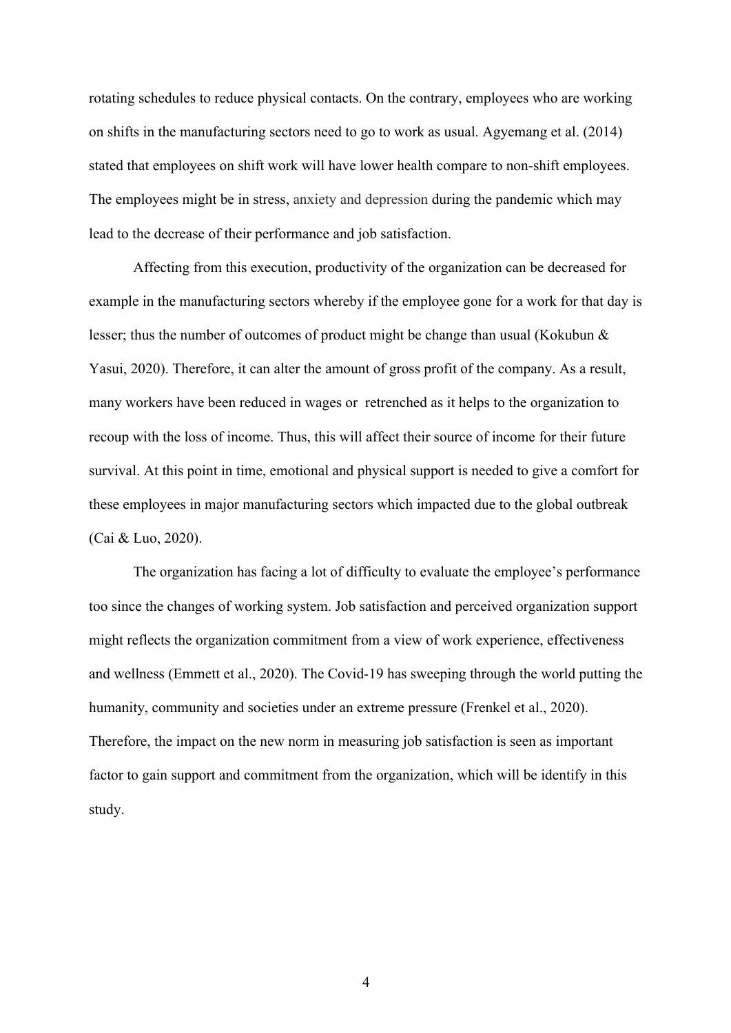rotating schedules to reduce physical contacts. On the contrary, employees who are working on shifts in the manufacturing sectors need to go to work as usual. Agyemang et al. (2014) stated that employees on shift work will have lower health compare to non-shift employees. The employees might be in stress, anxiety and depression during the pandemic which may lead to the decrease of their performance and job satisfaction.

Affecting from this execution, productivity of the organization can be decreased for example in the manufacturing sectors whereby if the employee gone for a work for that day is lesser; thus the number of outcomes of product might be change than usual (Kokubun & Yasui, 2020). Therefore, it can alter the amount of gross profit of the company. As a result, many workers have been reduced in wages or retrenched as it helps to the organization to recoup with the loss of income. Thus, this will affect their source of income for their future survival. At this point in time, emotional and physical support is needed to give a comfort for these employees in major manufacturing sectors which impacted due to the global outbreak (Cai & Luo, 2020).

The organization has facing a lot of difficulty to evaluate the employee's performance too since the changes of working system. Job satisfaction and perceived organization support might reflects the organization commitment from a view of work experience, effectiveness and wellness (Emmett et al., 2020). The Covid-19 has sweeping through the world putting the humanity, community and societies under an extreme pressure (Frenkel et al., 2020). Therefore, the impact on the new norm in measuring job satisfaction is seen as important factor to gain support and commitment from the organization, which will be identify in this study.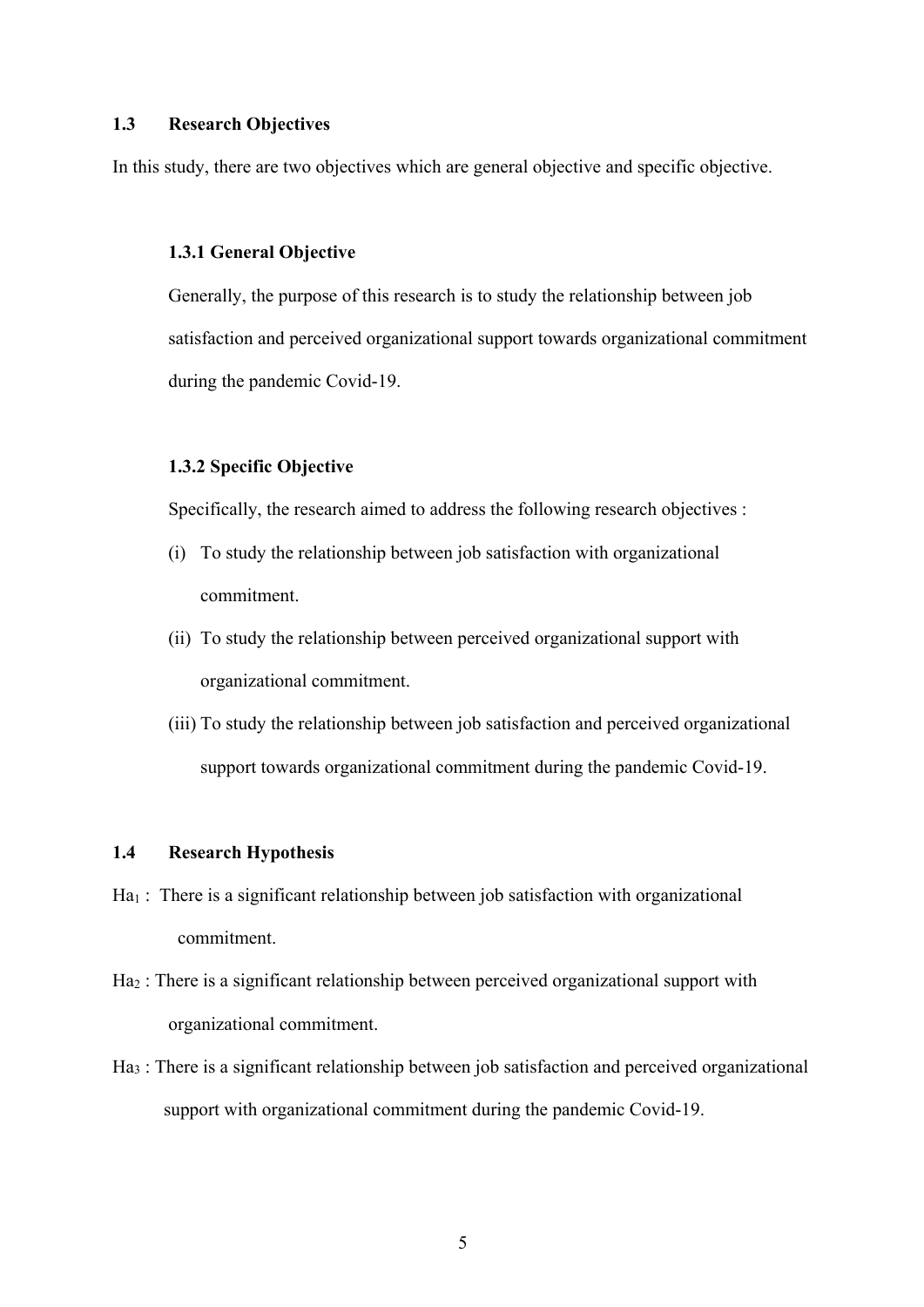## 1.3 Research Objectives

In this study, there are two objectives which are general objective and specific objective.

### 1.3.1 General Objective

Generally, the purpose of this research is to study the relationship between job satisfaction and perceived organizational support towards organizational commitment during the pandemic Covid-19.

### 1.3.2 Specific Objective

Specifically, the research aimed to address the following research objectives :

(i) To study the relationship between job satisfaction with organizational commitment.

(ii) To study the relationship between perceived organizational support with organizational commitment.

(iii) To study the relationship between job satisfaction and perceived organizational support towards organizational commitment during the pandemic Covid-19.

## 1.4 Research Hypothesis

$Ha_1$ : There is a significant relationship between job satisfaction with organizational commitment.

$Ha_2$ : There is a significant relationship between perceived organizational support with organizational commitment.

$Ha_3$ : There is a significant relationship between job satisfaction and perceived organizational support with organizational commitment during the pandemic Covid-19.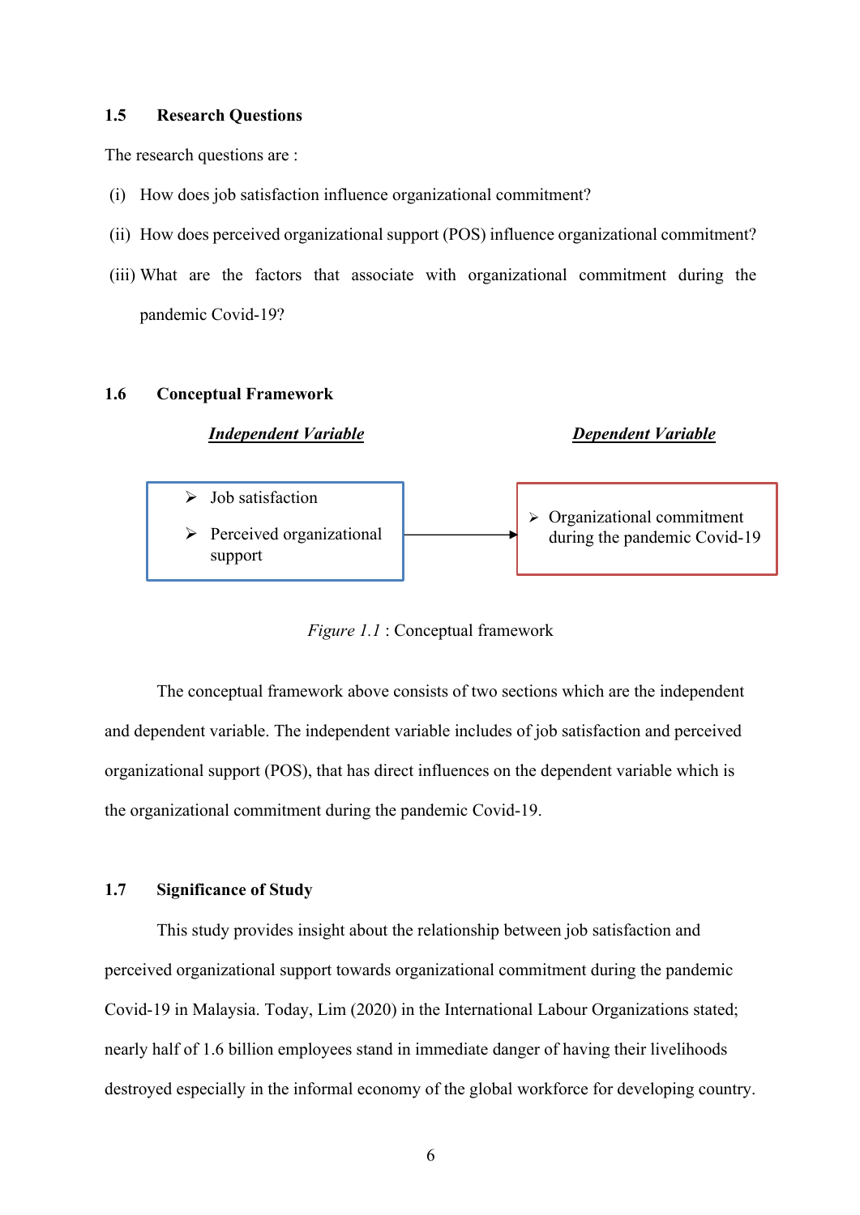## 1.5 Research Questions

The research questions are :

(i) How does job satisfaction influence organizational commitment?

(ii) How does perceived organizational support (POS) influence organizational commitment?

(iii) What are the factors that associate with organizational commitment during the pandemic Covid-19?

## 1.6 Conceptual Framework

| ***Independent Variable*** | | ***Dependent Variable*** |
|---|---|---|
| ➢ Job satisfaction<br>➢ Perceived organizational support | → | ➢ Organizational commitment during the pandemic Covid-19 |

*Figure 1.1* : Conceptual framework

The conceptual framework above consists of two sections which are the independent and dependent variable. The independent variable includes of job satisfaction and perceived organizational support (POS), that has direct influences on the dependent variable which is the organizational commitment during the pandemic Covid-19.

## 1.7 Significance of Study

This study provides insight about the relationship between job satisfaction and perceived organizational support towards organizational commitment during the pandemic Covid-19 in Malaysia. Today, Lim (2020) in the International Labour Organizations stated; nearly half of 1.6 billion employees stand in immediate danger of having their livelihoods destroyed especially in the informal economy of the global workforce for developing country.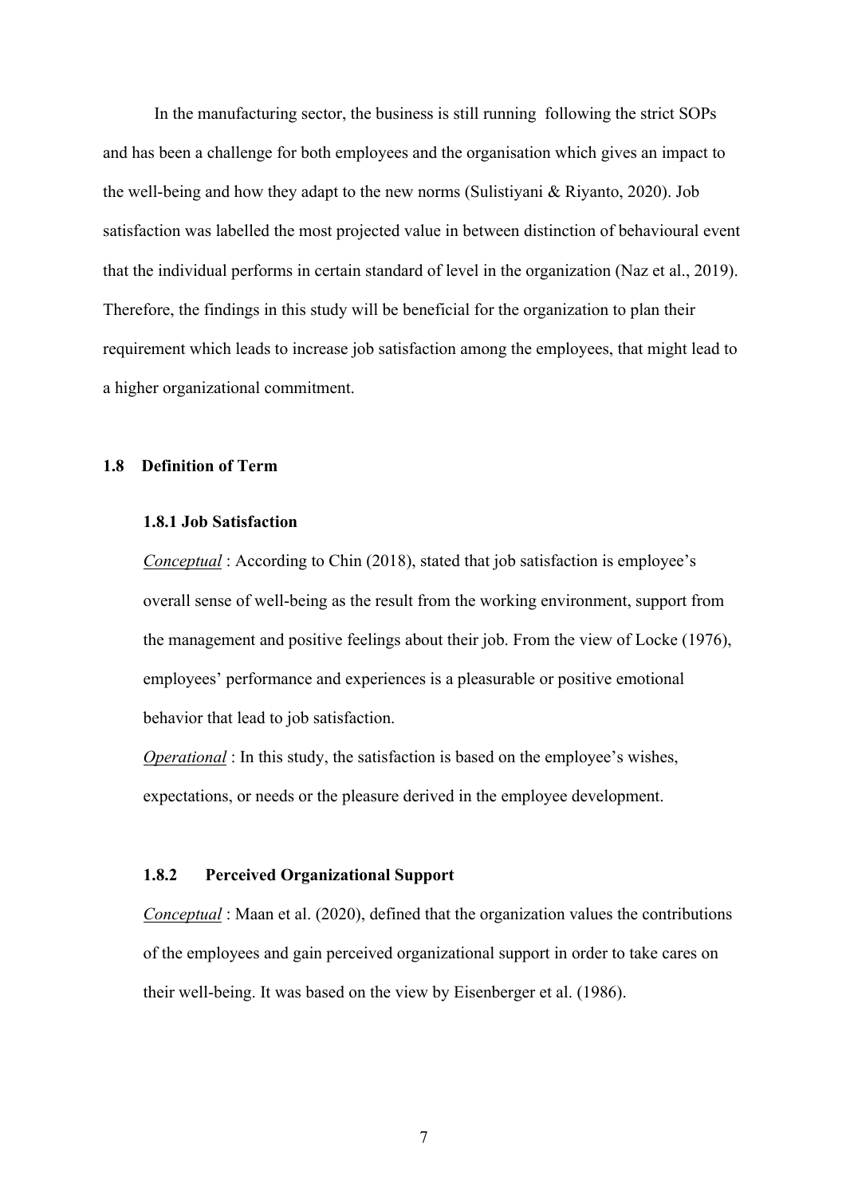In the manufacturing sector, the business is still running following the strict SOPs and has been a challenge for both employees and the organisation which gives an impact to the well-being and how they adapt to the new norms (Sulistiyani & Riyanto, 2020). Job satisfaction was labelled the most projected value in between distinction of behavioural event that the individual performs in certain standard of level in the organization (Naz et al., 2019). Therefore, the findings in this study will be beneficial for the organization to plan their requirement which leads to increase job satisfaction among the employees, that might lead to a higher organizational commitment.

## 1.8 Definition of Term

### 1.8.1 Job Satisfaction

*Conceptual* : According to Chin (2018), stated that job satisfaction is employee's overall sense of well-being as the result from the working environment, support from the management and positive feelings about their job. From the view of Locke (1976), employees' performance and experiences is a pleasurable or positive emotional behavior that lead to job satisfaction.

*Operational* : In this study, the satisfaction is based on the employee's wishes, expectations, or needs or the pleasure derived in the employee development.

### 1.8.2 Perceived Organizational Support

*Conceptual* : Maan et al. (2020), defined that the organization values the contributions of the employees and gain perceived organizational support in order to take cares on their well-being. It was based on the view by Eisenberger et al. (1986).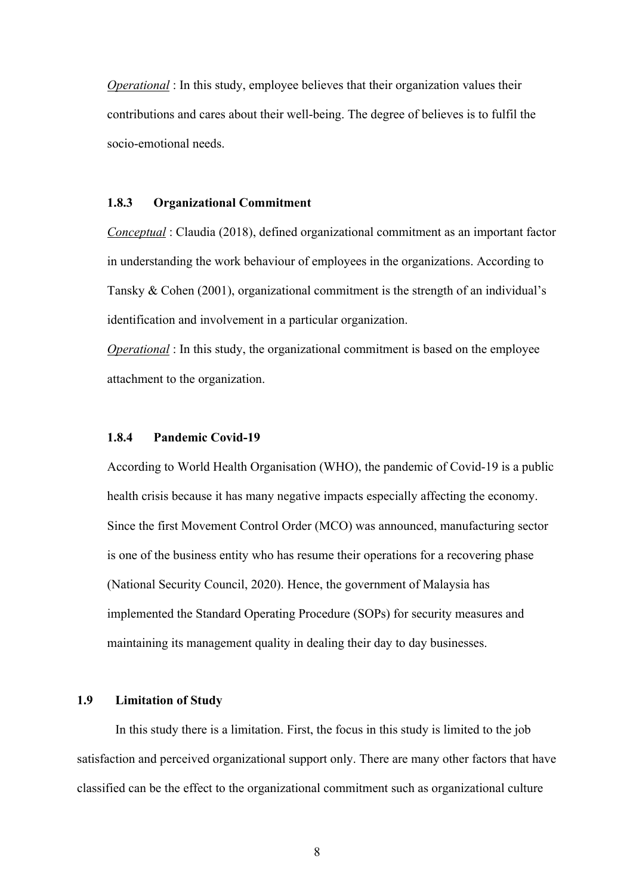*Operational* : In this study, employee believes that their organization values their contributions and cares about their well-being. The degree of believes is to fulfil the socio-emotional needs.

### 1.8.3 Organizational Commitment

*Conceptual* : Claudia (2018), defined organizational commitment as an important factor in understanding the work behaviour of employees in the organizations. According to Tansky & Cohen (2001), organizational commitment is the strength of an individual's identification and involvement in a particular organization.

*Operational* : In this study, the organizational commitment is based on the employee attachment to the organization.

### 1.8.4 Pandemic Covid-19

According to World Health Organisation (WHO), the pandemic of Covid-19 is a public health crisis because it has many negative impacts especially affecting the economy. Since the first Movement Control Order (MCO) was announced, manufacturing sector is one of the business entity who has resume their operations for a recovering phase (National Security Council, 2020). Hence, the government of Malaysia has implemented the Standard Operating Procedure (SOPs) for security measures and maintaining its management quality in dealing their day to day businesses.

## 1.9 Limitation of Study

In this study there is a limitation. First, the focus in this study is limited to the job satisfaction and perceived organizational support only. There are many other factors that have classified can be the effect to the organizational commitment such as organizational culture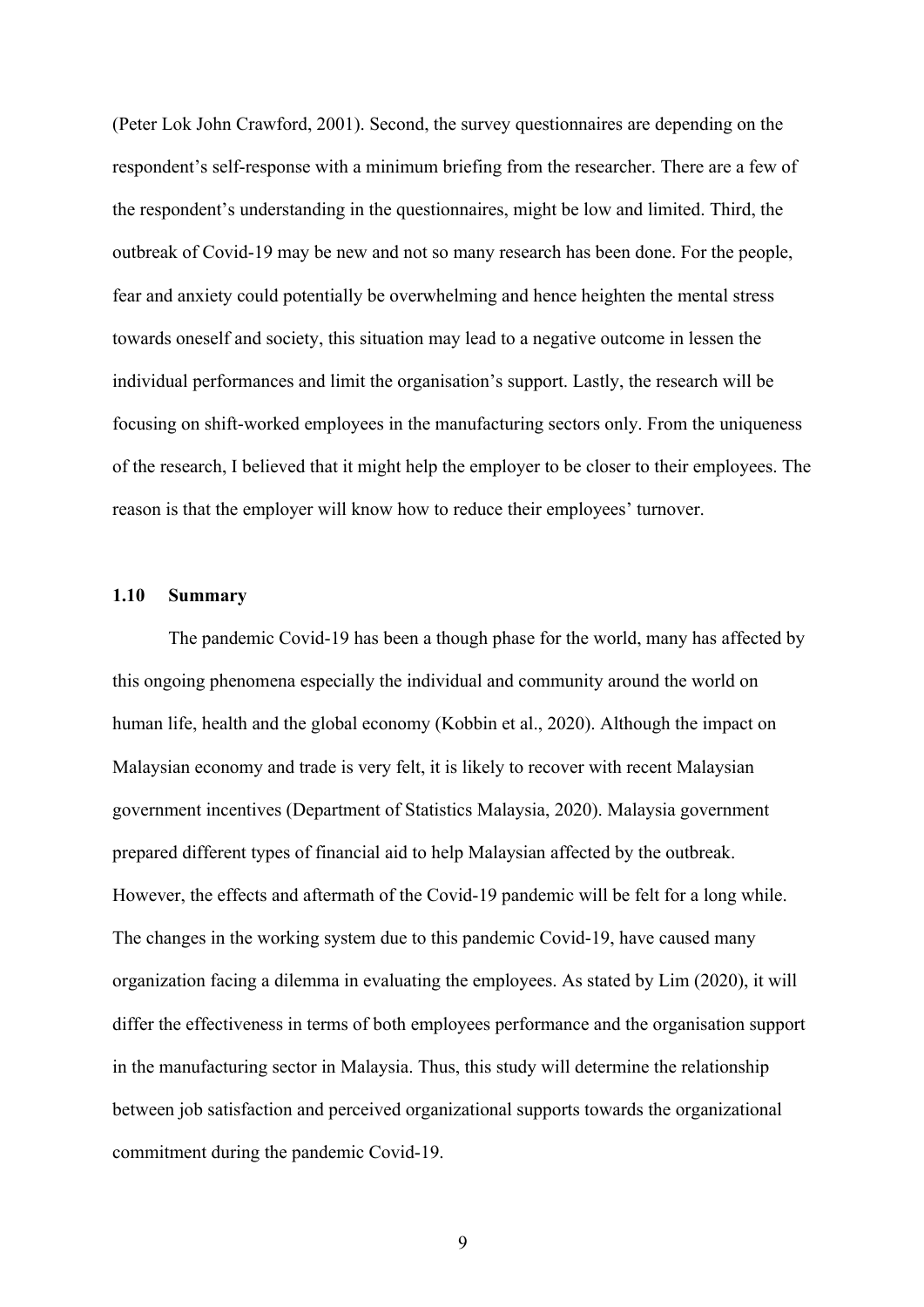(Peter Lok John Crawford, 2001). Second, the survey questionnaires are depending on the respondent's self-response with a minimum briefing from the researcher. There are a few of the respondent's understanding in the questionnaires, might be low and limited. Third, the outbreak of Covid-19 may be new and not so many research has been done. For the people, fear and anxiety could potentially be overwhelming and hence heighten the mental stress towards oneself and society, this situation may lead to a negative outcome in lessen the individual performances and limit the organisation's support. Lastly, the research will be focusing on shift-worked employees in the manufacturing sectors only. From the uniqueness of the research, I believed that it might help the employer to be closer to their employees. The reason is that the employer will know how to reduce their employees' turnover.

## 1.10 Summary

The pandemic Covid-19 has been a though phase for the world, many has affected by this ongoing phenomena especially the individual and community around the world on human life, health and the global economy (Kobbin et al., 2020). Although the impact on Malaysian economy and trade is very felt, it is likely to recover with recent Malaysian government incentives (Department of Statistics Malaysia, 2020). Malaysia government prepared different types of financial aid to help Malaysian affected by the outbreak. However, the effects and aftermath of the Covid-19 pandemic will be felt for a long while. The changes in the working system due to this pandemic Covid-19, have caused many organization facing a dilemma in evaluating the employees. As stated by Lim (2020), it will differ the effectiveness in terms of both employees performance and the organisation support in the manufacturing sector in Malaysia. Thus, this study will determine the relationship between job satisfaction and perceived organizational supports towards the organizational commitment during the pandemic Covid-19.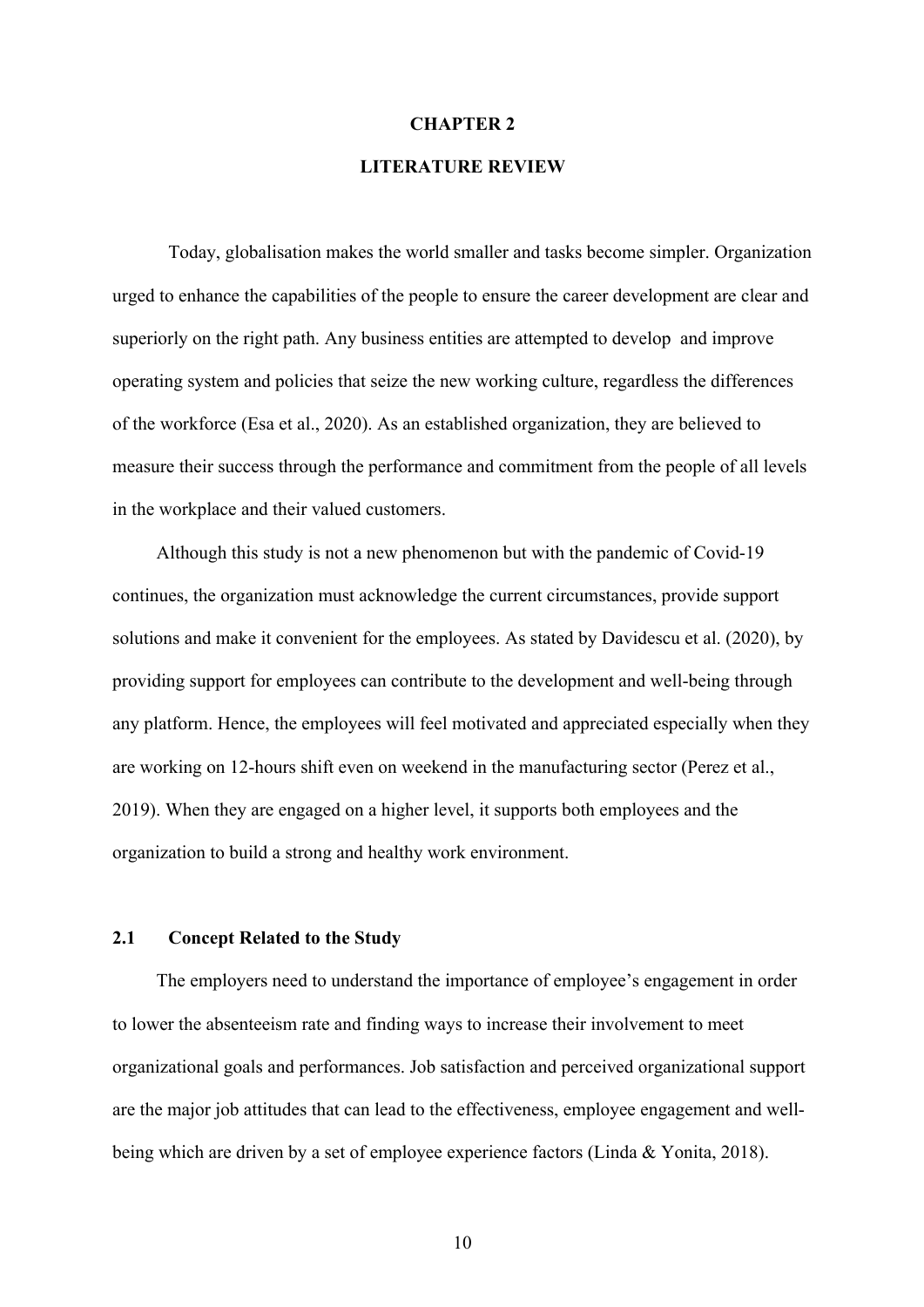# CHAPTER 2

# LITERATURE REVIEW

Today, globalisation makes the world smaller and tasks become simpler. Organization urged to enhance the capabilities of the people to ensure the career development are clear and superiorly on the right path. Any business entities are attempted to develop and improve operating system and policies that seize the new working culture, regardless the differences of the workforce (Esa et al., 2020). As an established organization, they are believed to measure their success through the performance and commitment from the people of all levels in the workplace and their valued customers.

Although this study is not a new phenomenon but with the pandemic of Covid-19 continues, the organization must acknowledge the current circumstances, provide support solutions and make it convenient for the employees. As stated by Davidescu et al. (2020), by providing support for employees can contribute to the development and well-being through any platform. Hence, the employees will feel motivated and appreciated especially when they are working on 12-hours shift even on weekend in the manufacturing sector (Perez et al., 2019). When they are engaged on a higher level, it supports both employees and the organization to build a strong and healthy work environment.

## 2.1 Concept Related to the Study

The employers need to understand the importance of employee's engagement in order to lower the absenteeism rate and finding ways to increase their involvement to meet organizational goals and performances. Job satisfaction and perceived organizational support are the major job attitudes that can lead to the effectiveness, employee engagement and well-being which are driven by a set of employee experience factors (Linda & Yonita, 2018).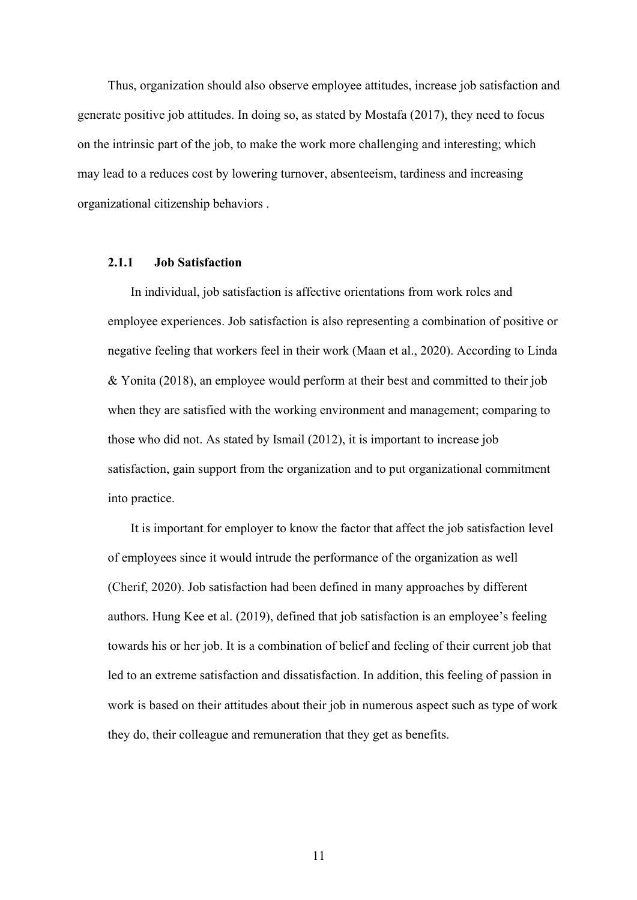Thus, organization should also observe employee attitudes, increase job satisfaction and generate positive job attitudes. In doing so, as stated by Mostafa (2017), they need to focus on the intrinsic part of the job, to make the work more challenging and interesting; which may lead to a reduces cost by lowering turnover, absenteeism, tardiness and increasing organizational citizenship behaviors .

### 2.1.1 Job Satisfaction

In individual, job satisfaction is affective orientations from work roles and employee experiences. Job satisfaction is also representing a combination of positive or negative feeling that workers feel in their work (Maan et al., 2020). According to Linda & Yonita (2018), an employee would perform at their best and committed to their job when they are satisfied with the working environment and management; comparing to those who did not. As stated by Ismail (2012), it is important to increase job satisfaction, gain support from the organization and to put organizational commitment into practice.

It is important for employer to know the factor that affect the job satisfaction level of employees since it would intrude the performance of the organization as well (Cherif, 2020). Job satisfaction had been defined in many approaches by different authors. Hung Kee et al. (2019), defined that job satisfaction is an employee's feeling towards his or her job. It is a combination of belief and feeling of their current job that led to an extreme satisfaction and dissatisfaction. In addition, this feeling of passion in work is based on their attitudes about their job in numerous aspect such as type of work they do, their colleague and remuneration that they get as benefits.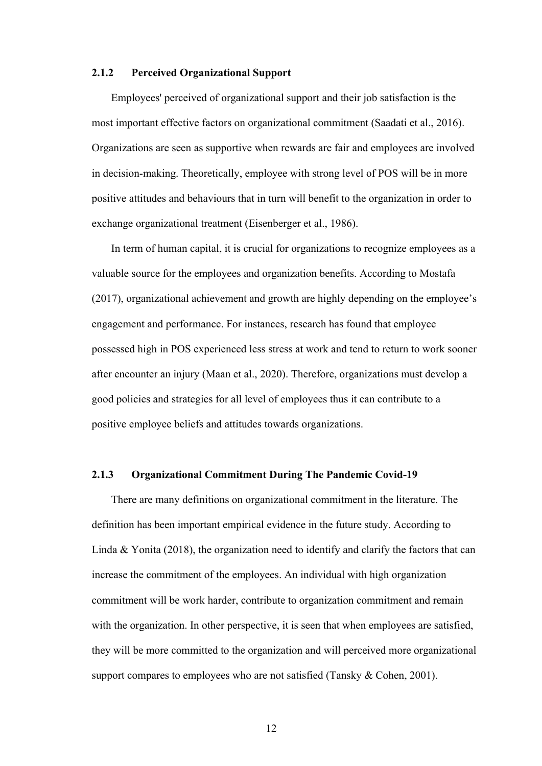### 2.1.2 Perceived Organizational Support

Employees' perceived of organizational support and their job satisfaction is the most important effective factors on organizational commitment (Saadati et al., 2016). Organizations are seen as supportive when rewards are fair and employees are involved in decision-making. Theoretically, employee with strong level of POS will be in more positive attitudes and behaviours that in turn will benefit to the organization in order to exchange organizational treatment (Eisenberger et al., 1986).

In term of human capital, it is crucial for organizations to recognize employees as a valuable source for the employees and organization benefits. According to Mostafa (2017), organizational achievement and growth are highly depending on the employee's engagement and performance. For instances, research has found that employee possessed high in POS experienced less stress at work and tend to return to work sooner after encounter an injury (Maan et al., 2020). Therefore, organizations must develop a good policies and strategies for all level of employees thus it can contribute to a positive employee beliefs and attitudes towards organizations.

### 2.1.3 Organizational Commitment During The Pandemic Covid-19

There are many definitions on organizational commitment in the literature. The definition has been important empirical evidence in the future study. According to Linda & Yonita (2018), the organization need to identify and clarify the factors that can increase the commitment of the employees. An individual with high organization commitment will be work harder, contribute to organization commitment and remain with the organization. In other perspective, it is seen that when employees are satisfied, they will be more committed to the organization and will perceived more organizational support compares to employees who are not satisfied (Tansky & Cohen, 2001).